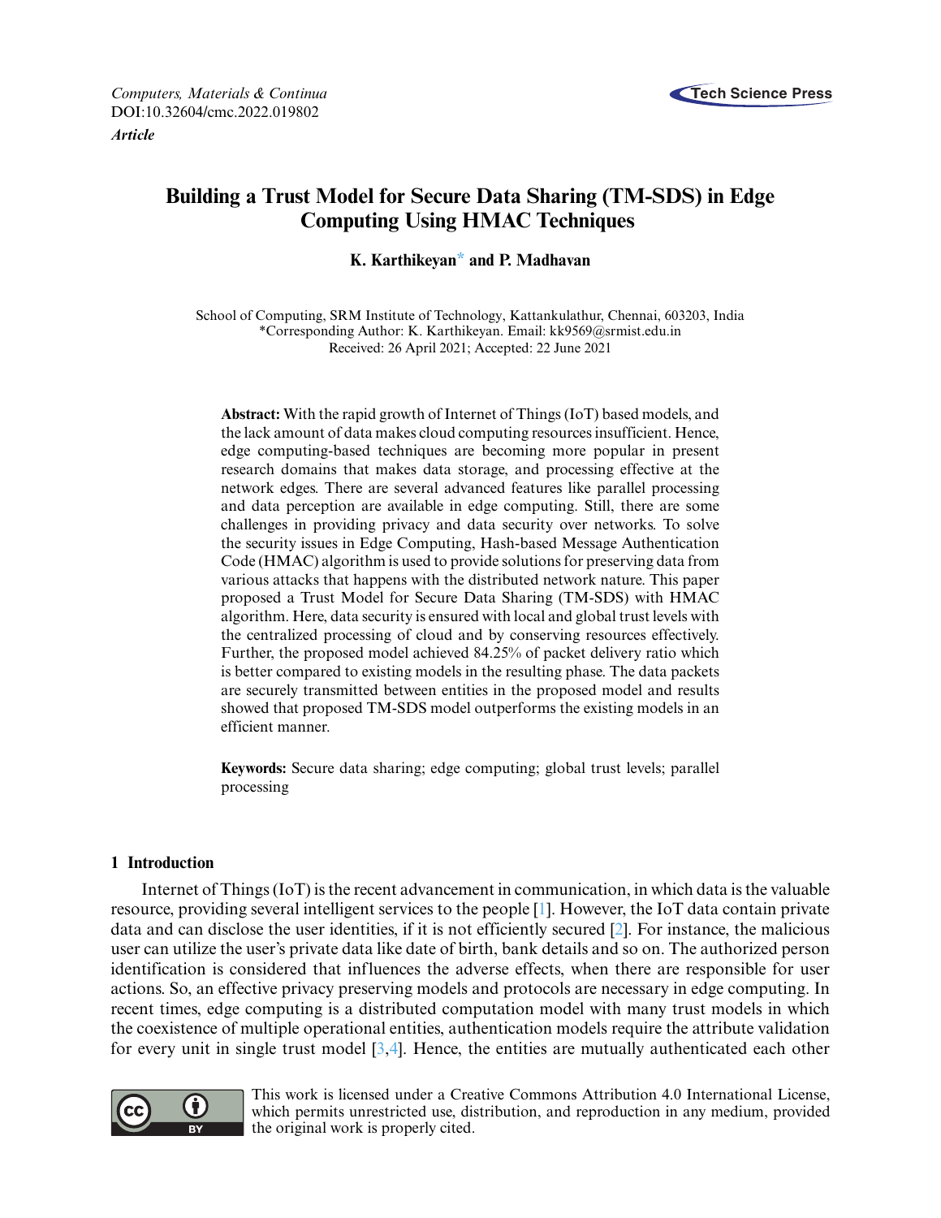*Computers, Materials & Continua*
DOI:10.32604/cmc.2022.019802

***Article***

# Building a Trust Model for Secure Data Sharing (TM-SDS) in Edge Computing Using HMAC Techniques

**K. Karthikeyan\* and P. Madhavan**

School of Computing, SRM Institute of Technology, Kattankulathur, Chennai, 603203, India
\*Corresponding Author: K. Karthikeyan. Email: kk9569@srmist.edu.in
Received: 26 April 2021; Accepted: 22 June 2021

**Abstract:** With the rapid growth of Internet of Things (IoT) based models, and the lack amount of data makes cloud computing resources insufficient. Hence, edge computing-based techniques are becoming more popular in present research domains that makes data storage, and processing effective at the network edges. There are several advanced features like parallel processing and data perception are available in edge computing. Still, there are some challenges in providing privacy and data security over networks. To solve the security issues in Edge Computing, Hash-based Message Authentication Code (HMAC) algorithm is used to provide solutions for preserving data from various attacks that happens with the distributed network nature. This paper proposed a Trust Model for Secure Data Sharing (TM-SDS) with HMAC algorithm. Here, data security is ensured with local and global trust levels with the centralized processing of cloud and by conserving resources effectively. Further, the proposed model achieved 84.25% of packet delivery ratio which is better compared to existing models in the resulting phase. The data packets are securely transmitted between entities in the proposed model and results showed that proposed TM-SDS model outperforms the existing models in an efficient manner.

**Keywords:** Secure data sharing; edge computing; global trust levels; parallel processing

## 1 Introduction

Internet of Things (IoT) is the recent advancement in communication, in which data is the valuable resource, providing several intelligent services to the people [1]. However, the IoT data contain private data and can disclose the user identities, if it is not efficiently secured [2]. For instance, the malicious user can utilize the user's private data like date of birth, bank details and so on. The authorized person identification is considered that influences the adverse effects, when there are responsible for user actions. So, an effective privacy preserving models and protocols are necessary in edge computing. In recent times, edge computing is a distributed computation model with many trust models in which the coexistence of multiple operational entities, authentication models require the attribute validation for every unit in single trust model [3,4]. Hence, the entities are mutually authenticated each other

This work is licensed under a Creative Commons Attribution 4.0 International License, which permits unrestricted use, distribution, and reproduction in any medium, provided the original work is properly cited.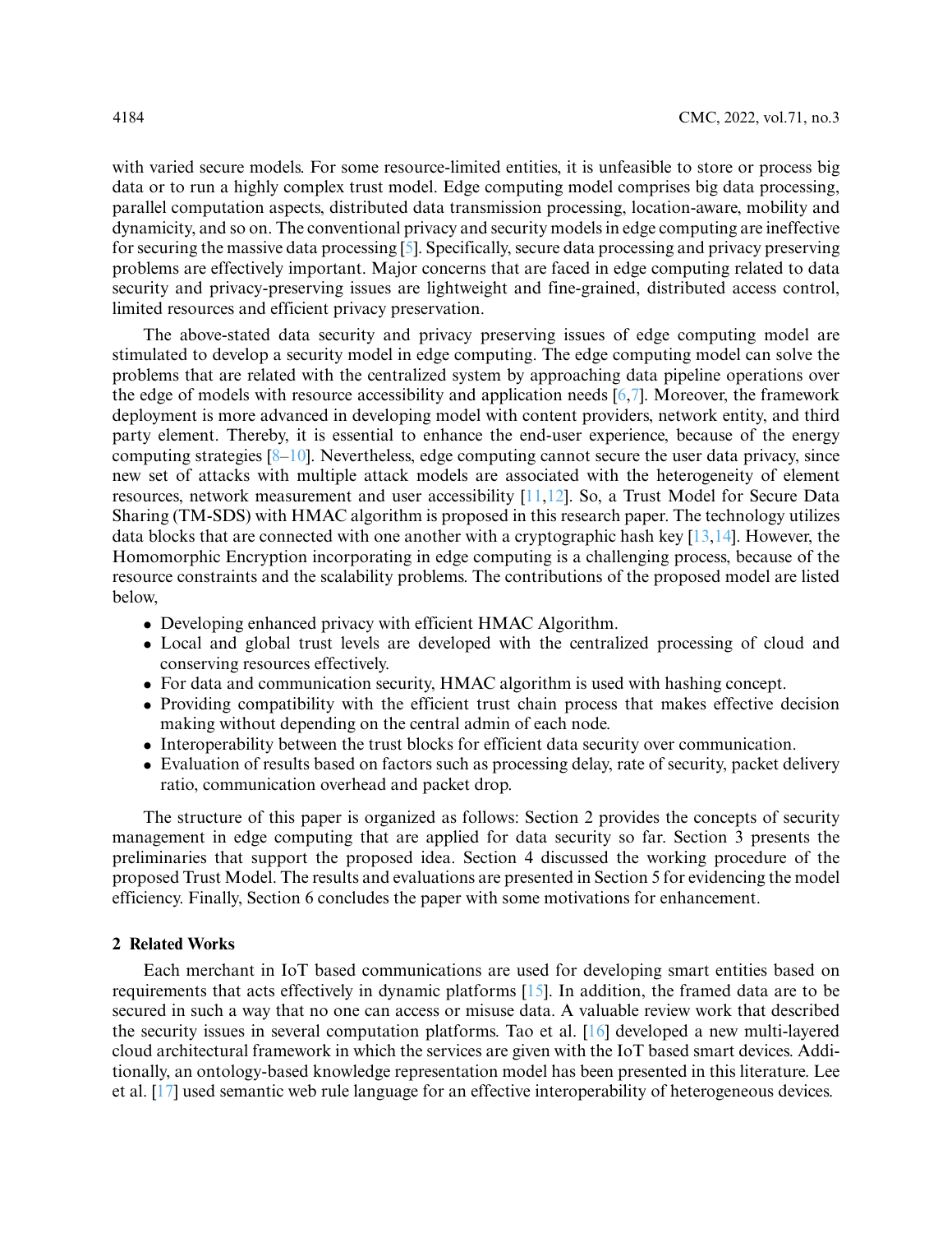with varied secure models. For some resource-limited entities, it is unfeasible to store or process big data or to run a highly complex trust model. Edge computing model comprises big data processing, parallel computation aspects, distributed data transmission processing, location-aware, mobility and dynamicity, and so on. The conventional privacy and security models in edge computing are ineffective for securing the massive data processing [5]. Specifically, secure data processing and privacy preserving problems are effectively important. Major concerns that are faced in edge computing related to data security and privacy-preserving issues are lightweight and fine-grained, distributed access control, limited resources and efficient privacy preservation.

The above-stated data security and privacy preserving issues of edge computing model are stimulated to develop a security model in edge computing. The edge computing model can solve the problems that are related with the centralized system by approaching data pipeline operations over the edge of models with resource accessibility and application needs [6,7]. Moreover, the framework deployment is more advanced in developing model with content providers, network entity, and third party element. Thereby, it is essential to enhance the end-user experience, because of the energy computing strategies [8–10]. Nevertheless, edge computing cannot secure the user data privacy, since new set of attacks with multiple attack models are associated with the heterogeneity of element resources, network measurement and user accessibility [11,12]. So, a Trust Model for Secure Data Sharing (TM-SDS) with HMAC algorithm is proposed in this research paper. The technology utilizes data blocks that are connected with one another with a cryptographic hash key [13,14]. However, the Homomorphic Encryption incorporating in edge computing is a challenging process, because of the resource constraints and the scalability problems. The contributions of the proposed model are listed below,

- Developing enhanced privacy with efficient HMAC Algorithm.
- Local and global trust levels are developed with the centralized processing of cloud and conserving resources effectively.
- For data and communication security, HMAC algorithm is used with hashing concept.
- Providing compatibility with the efficient trust chain process that makes effective decision making without depending on the central admin of each node.
- Interoperability between the trust blocks for efficient data security over communication.
- Evaluation of results based on factors such as processing delay, rate of security, packet delivery ratio, communication overhead and packet drop.

The structure of this paper is organized as follows: Section 2 provides the concepts of security management in edge computing that are applied for data security so far. Section 3 presents the preliminaries that support the proposed idea. Section 4 discussed the working procedure of the proposed Trust Model. The results and evaluations are presented in Section 5 for evidencing the model efficiency. Finally, Section 6 concludes the paper with some motivations for enhancement.

## 2 Related Works

Each merchant in IoT based communications are used for developing smart entities based on requirements that acts effectively in dynamic platforms [15]. In addition, the framed data are to be secured in such a way that no one can access or misuse data. A valuable review work that described the security issues in several computation platforms. Tao et al. [16] developed a new multi-layered cloud architectural framework in which the services are given with the IoT based smart devices. Additionally, an ontology-based knowledge representation model has been presented in this literature. Lee et al. [17] used semantic web rule language for an effective interoperability of heterogeneous devices.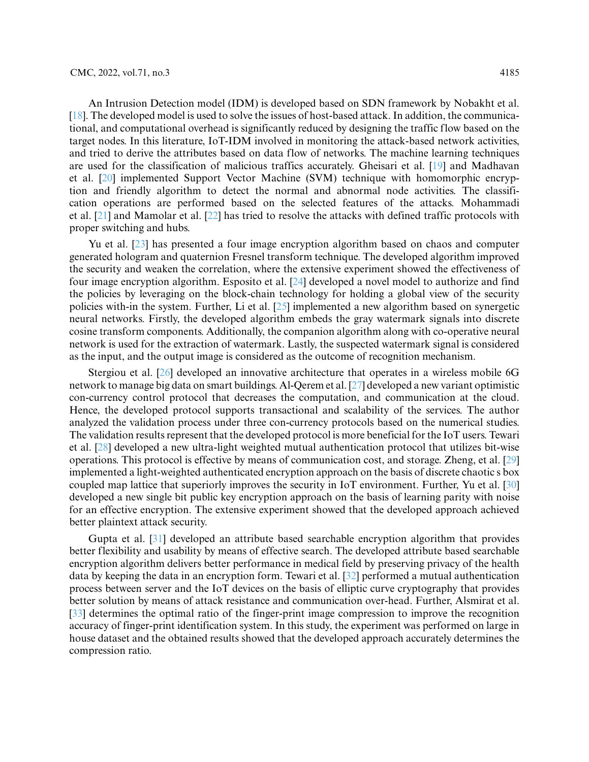An Intrusion Detection model (IDM) is developed based on SDN framework by Nobakht et al. [18]. The developed model is used to solve the issues of host-based attack. In addition, the communicational, and computational overhead is significantly reduced by designing the traffic flow based on the target nodes. In this literature, IoT-IDM involved in monitoring the attack-based network activities, and tried to derive the attributes based on data flow of networks. The machine learning techniques are used for the classification of malicious traffics accurately. Gheisari et al. [19] and Madhavan et al. [20] implemented Support Vector Machine (SVM) technique with homomorphic encryption and friendly algorithm to detect the normal and abnormal node activities. The classification operations are performed based on the selected features of the attacks. Mohammadi et al. [21] and Mamolar et al. [22] has tried to resolve the attacks with defined traffic protocols with proper switching and hubs.

Yu et al. [23] has presented a four image encryption algorithm based on chaos and computer generated hologram and quaternion Fresnel transform technique. The developed algorithm improved the security and weaken the correlation, where the extensive experiment showed the effectiveness of four image encryption algorithm. Esposito et al. [24] developed a novel model to authorize and find the policies by leveraging on the block-chain technology for holding a global view of the security policies with-in the system. Further, Li et al. [25] implemented a new algorithm based on synergetic neural networks. Firstly, the developed algorithm embeds the gray watermark signals into discrete cosine transform components. Additionally, the companion algorithm along with co-operative neural network is used for the extraction of watermark. Lastly, the suspected watermark signal is considered as the input, and the output image is considered as the outcome of recognition mechanism.

Stergiou et al. [26] developed an innovative architecture that operates in a wireless mobile 6G network to manage big data on smart buildings. Al-Qerem et al. [27] developed a new variant optimistic con-currency control protocol that decreases the computation, and communication at the cloud. Hence, the developed protocol supports transactional and scalability of the services. The author analyzed the validation process under three con-currency protocols based on the numerical studies. The validation results represent that the developed protocol is more beneficial for the IoT users. Tewari et al. [28] developed a new ultra-light weighted mutual authentication protocol that utilizes bit-wise operations. This protocol is effective by means of communication cost, and storage. Zheng, et al. [29] implemented a light-weighted authenticated encryption approach on the basis of discrete chaotic s box coupled map lattice that superiorly improves the security in IoT environment. Further, Yu et al. [30] developed a new single bit public key encryption approach on the basis of learning parity with noise for an effective encryption. The extensive experiment showed that the developed approach achieved better plaintext attack security.

Gupta et al. [31] developed an attribute based searchable encryption algorithm that provides better flexibility and usability by means of effective search. The developed attribute based searchable encryption algorithm delivers better performance in medical field by preserving privacy of the health data by keeping the data in an encryption form. Tewari et al. [32] performed a mutual authentication process between server and the IoT devices on the basis of elliptic curve cryptography that provides better solution by means of attack resistance and communication over-head. Further, Alsmirat et al. [33] determines the optimal ratio of the finger-print image compression to improve the recognition accuracy of finger-print identification system. In this study, the experiment was performed on large in house dataset and the obtained results showed that the developed approach accurately determines the compression ratio.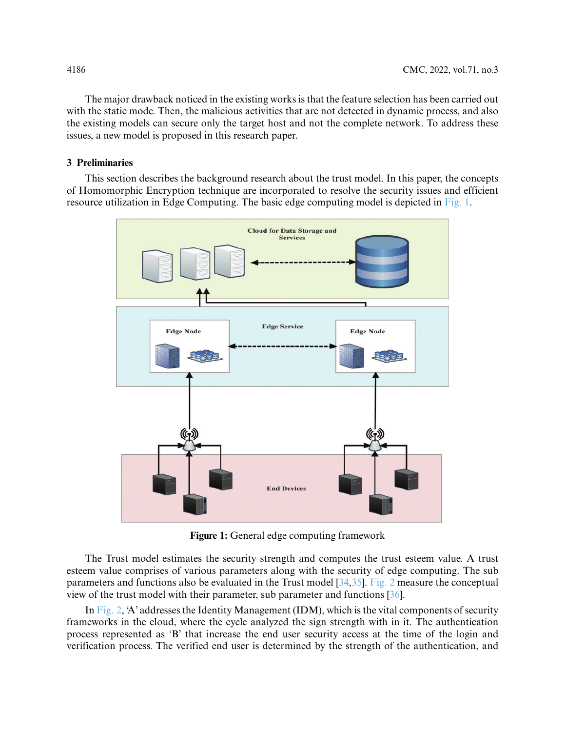The major drawback noticed in the existing works is that the feature selection has been carried out with the static mode. Then, the malicious activities that are not detected in dynamic process, and also the existing models can secure only the target host and not the complete network. To address these issues, a new model is proposed in this research paper.

## 3 Preliminaries

This section describes the background research about the trust model. In this paper, the concepts of Homomorphic Encryption technique are incorporated to resolve the security issues and efficient resource utilization in Edge Computing. The basic edge computing model is depicted in Fig. 1.

**Figure 1:** General edge computing framework

The Trust model estimates the security strength and computes the trust esteem value. A trust esteem value comprises of various parameters along with the security of edge computing. The sub parameters and functions also be evaluated in the Trust model [34,35]. Fig. 2 measure the conceptual view of the trust model with their parameter, sub parameter and functions [36].

In Fig. 2, 'A' addresses the Identity Management (IDM), which is the vital components of security frameworks in the cloud, where the cycle analyzed the sign strength with in it. The authentication process represented as 'B' that increase the end user security access at the time of the login and verification process. The verified end user is determined by the strength of the authentication, and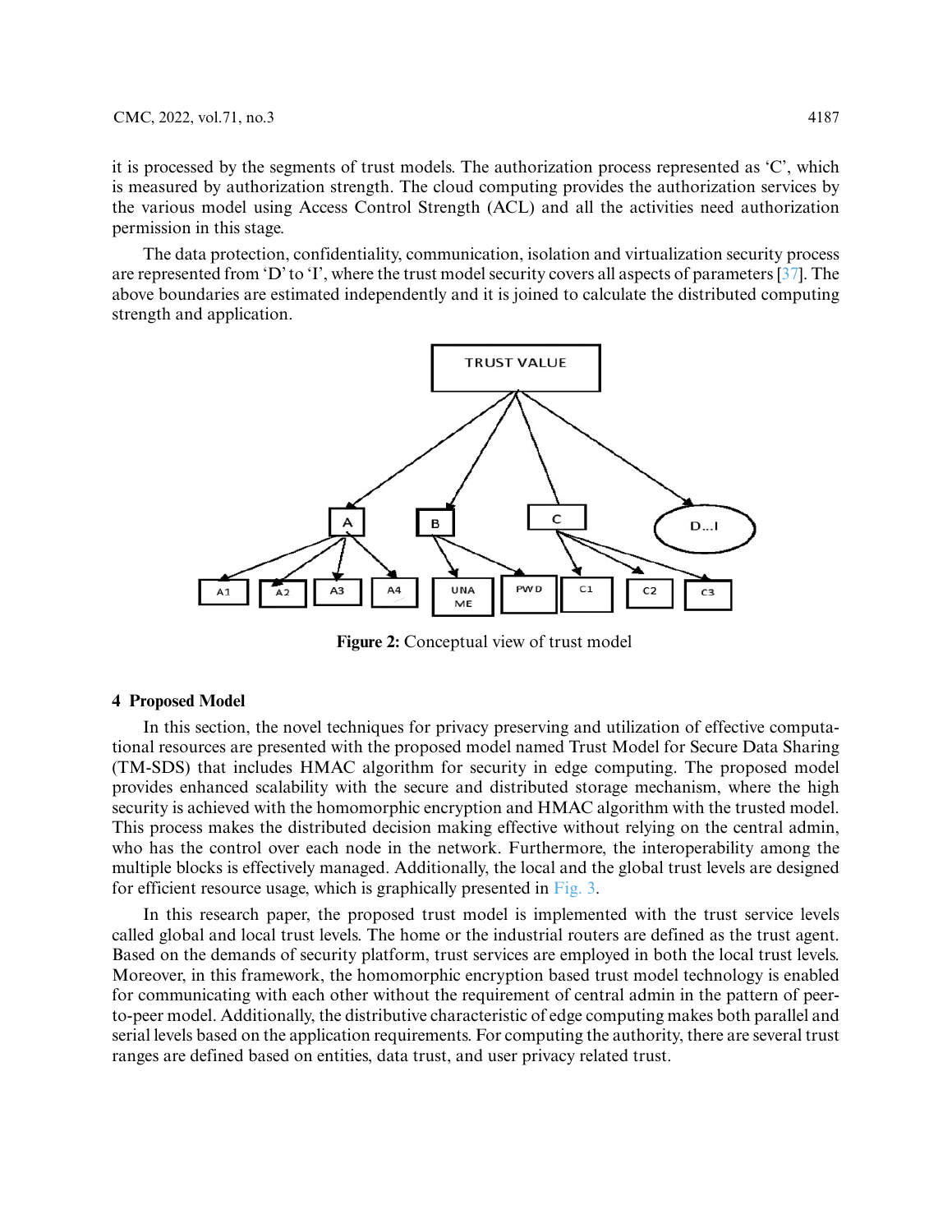it is processed by the segments of trust models. The authorization process represented as 'C', which is measured by authorization strength. The cloud computing provides the authorization services by the various model using Access Control Strength (ACL) and all the activities need authorization permission in this stage.

The data protection, confidentiality, communication, isolation and virtualization security process are represented from 'D' to 'I', where the trust model security covers all aspects of parameters [37]. The above boundaries are estimated independently and it is joined to calculate the distributed computing strength and application.

**Figure 2:** Conceptual view of trust model

## 4 Proposed Model

In this section, the novel techniques for privacy preserving and utilization of effective computational resources are presented with the proposed model named Trust Model for Secure Data Sharing (TM-SDS) that includes HMAC algorithm for security in edge computing. The proposed model provides enhanced scalability with the secure and distributed storage mechanism, where the high security is achieved with the homomorphic encryption and HMAC algorithm with the trusted model. This process makes the distributed decision making effective without relying on the central admin, who has the control over each node in the network. Furthermore, the interoperability among the multiple blocks is effectively managed. Additionally, the local and the global trust levels are designed for efficient resource usage, which is graphically presented in Fig. 3.

In this research paper, the proposed trust model is implemented with the trust service levels called global and local trust levels. The home or the industrial routers are defined as the trust agent. Based on the demands of security platform, trust services are employed in both the local trust levels. Moreover, in this framework, the homomorphic encryption based trust model technology is enabled for communicating with each other without the requirement of central admin in the pattern of peer-to-peer model. Additionally, the distributive characteristic of edge computing makes both parallel and serial levels based on the application requirements. For computing the authority, there are several trust ranges are defined based on entities, data trust, and user privacy related trust.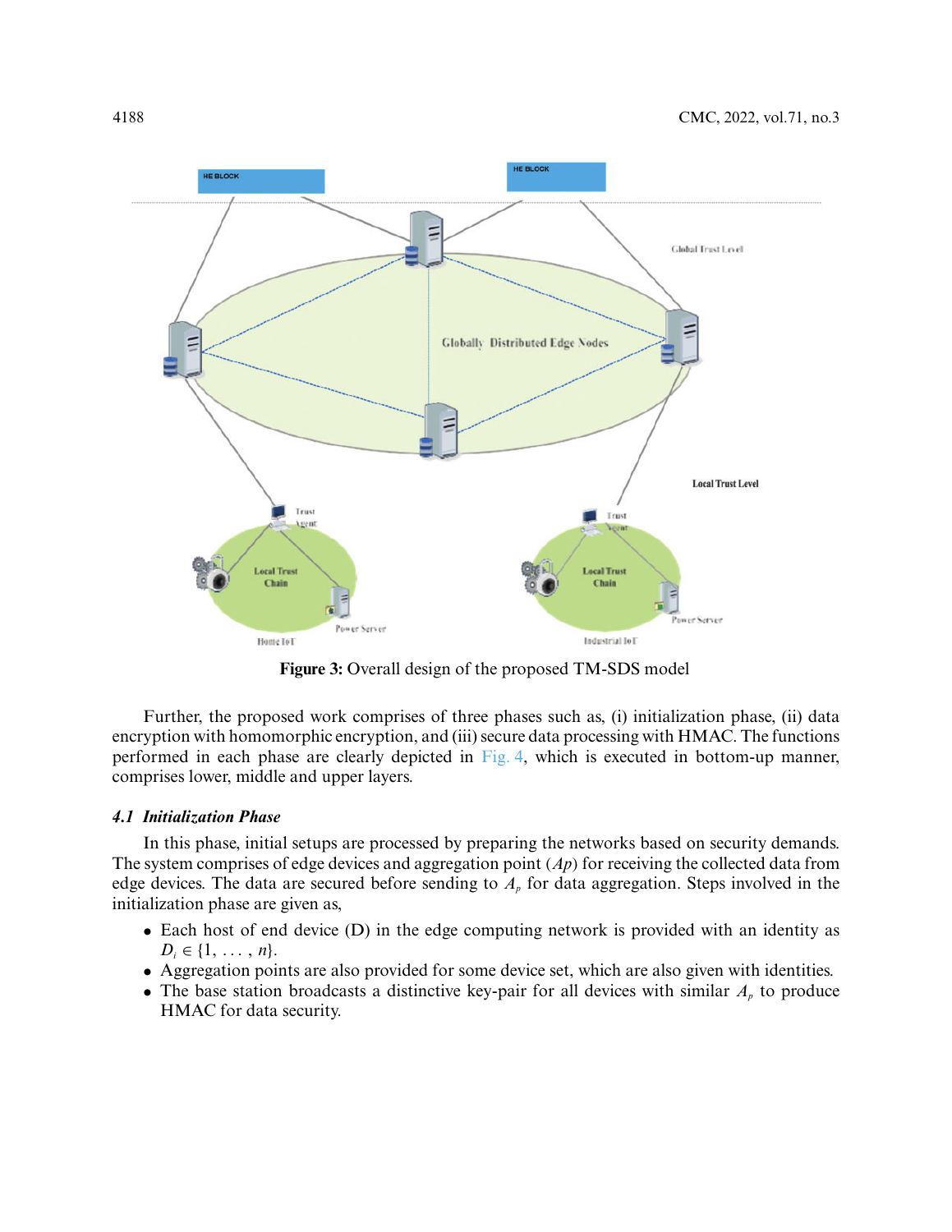**Figure 3:** Overall design of the proposed TM-SDS model

Further, the proposed work comprises of three phases such as, (i) initialization phase, (ii) data encryption with homomorphic encryption, and (iii) secure data processing with HMAC. The functions performed in each phase are clearly depicted in Fig. 4, which is executed in bottom-up manner, comprises lower, middle and upper layers.

### *4.1 Initialization Phase*

In this phase, initial setups are processed by preparing the networks based on security demands. The system comprises of edge devices and aggregation point (*Ap*) for receiving the collected data from edge devices. The data are secured before sending to $A_p$ for data aggregation. Steps involved in the initialization phase are given as,

- Each host of end device (D) in the edge computing network is provided with an identity as $D_i \in \{1, \ldots, n\}$.
- Aggregation points are also provided for some device set, which are also given with identities.
- The base station broadcasts a distinctive key-pair for all devices with similar $A_p$ to produce HMAC for data security.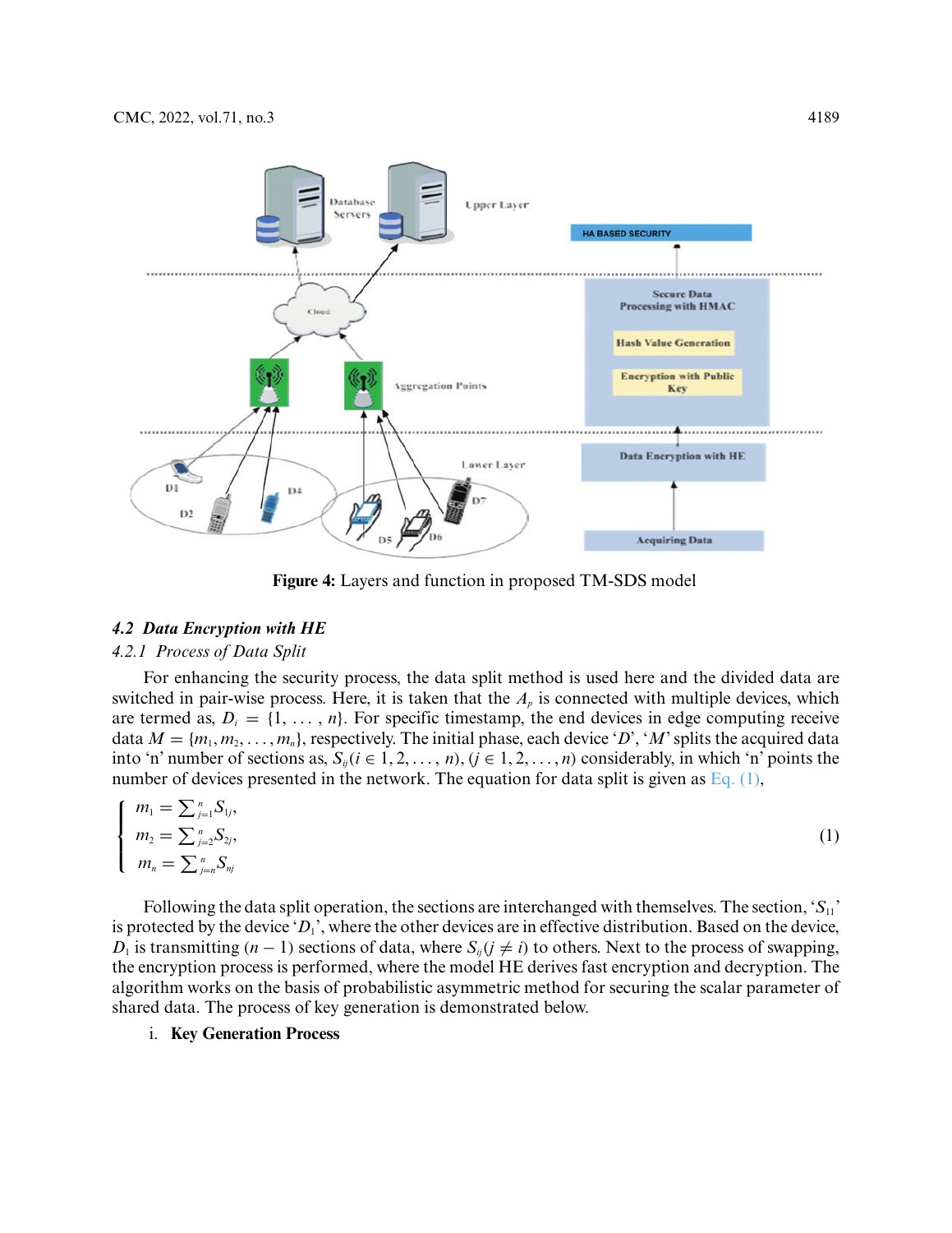Figure 4: Layers and function in proposed TM-SDS model

### *4.2 Data Encryption with HE*

#### *4.2.1 Process of Data Split*

For enhancing the security process, the data split method is used here and the divided data are switched in pair-wise process. Here, it is taken that the $A_p$ is connected with multiple devices, which are termed as, $D_i = \{1, \ldots, n\}$. For specific timestamp, the end devices in edge computing receive data $M = \{m_1, m_2, \ldots, m_n\}$, respectively. The initial phase, each device '$D$', '$M$' splits the acquired data into 'n' number of sections as, $S_{ij} (i \in 1, 2, \ldots, n), (j \in 1, 2, \ldots, n)$ considerably, in which 'n' points the number of devices presented in the network. The equation for data split is given as Eq. (1),

$$\begin{cases} m_1 = \sum_{j=1}^{n} S_{1j}, \\ m_2 = \sum_{j=2}^{n} S_{2j}, \\ m_n = \sum_{j=n}^{n} S_{nj} \end{cases} \tag{1}$$

Following the data split operation, the sections are interchanged with themselves. The section, '$S_{11}$' is protected by the device '$D_1$', where the other devices are in effective distribution. Based on the device, $D_1$ is transmitting $(n-1)$ sections of data, where $S_{ij} (j \neq i)$ to others. Next to the process of swapping, the encryption process is performed, where the model HE derives fast encryption and decryption. The algorithm works on the basis of probabilistic asymmetric method for securing the scalar parameter of shared data. The process of key generation is demonstrated below.

i. **Key Generation Process**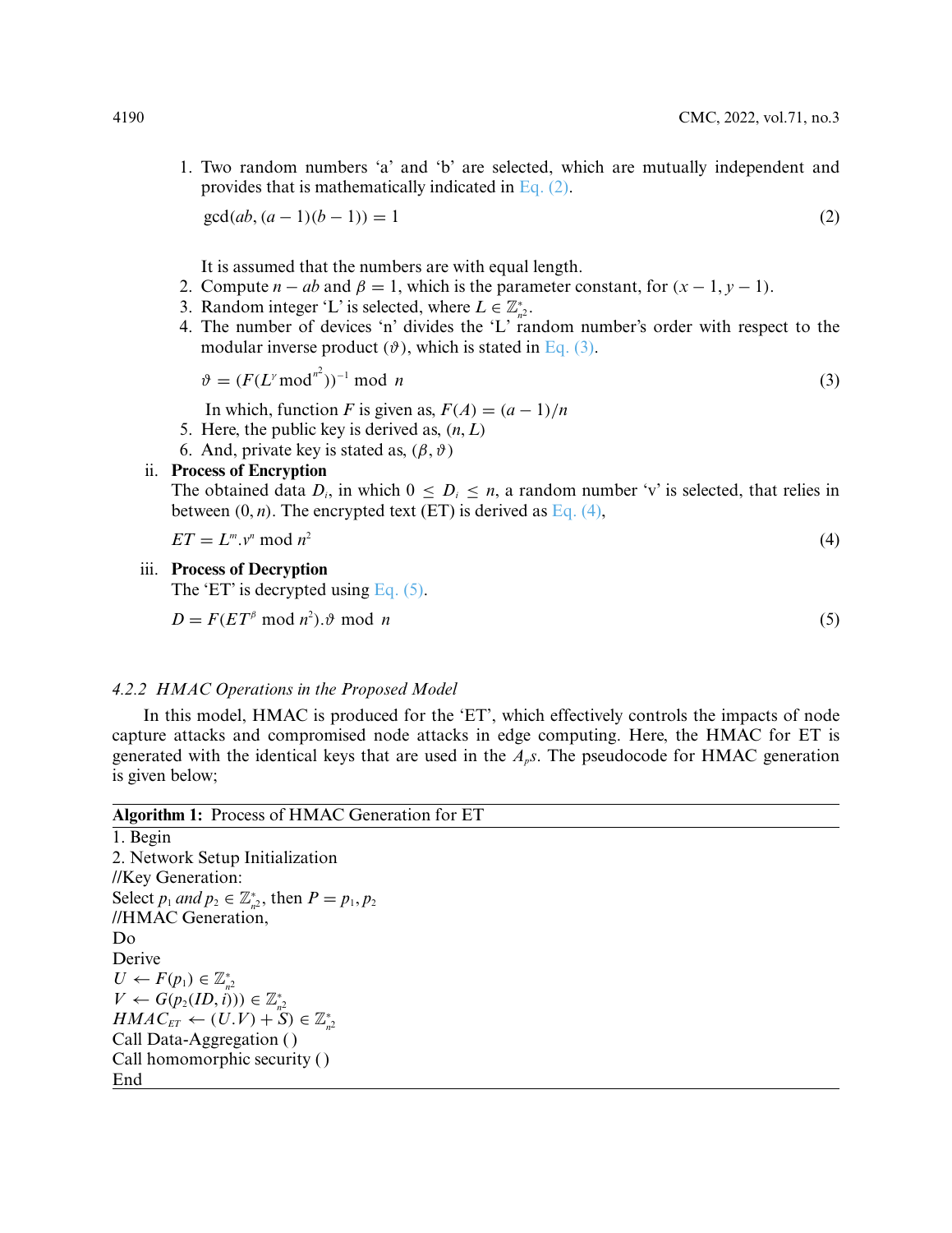1. Two random numbers 'a' and 'b' are selected, which are mutually independent and provides that is mathematically indicated in Eq. (2).

$$\gcd(ab, (a-1)(b-1)) = 1 \tag{2}$$

It is assumed that the numbers are with equal length.

2. Compute $n - ab$ and $\beta = 1$, which is the parameter constant, for $(x-1, y-1)$.
3. Random integer 'L' is selected, where $L \in \mathbb{Z}_{n^2}^*$.
4. The number of devices 'n' divides the 'L' random number's order with respect to the modular inverse product $(\vartheta)$, which is stated in Eq. (3).

$$\vartheta = (F(L^{\gamma} \bmod^{n^2}))^{-1} \bmod n \tag{3}$$

In which, function $F$ is given as, $F(A) = (a-1)/n$

5. Here, the public key is derived as, $(n, L)$
6. And, private key is stated as, $(\beta, \vartheta)$

ii. **Process of Encryption**

The obtained data $D_i$, in which $0 \leq D_i \leq n$, a random number 'v' is selected, that relies in between $(0, n)$. The encrypted text (ET) is derived as Eq. (4),

$$ET = L^m . v^n \bmod n^2 \tag{4}$$

iii. **Process of Decryption**

The 'ET' is decrypted using Eq. (5).

$$D = F(ET^{\beta} \bmod n^2) . \vartheta \bmod n \tag{5}$$

#### *4.2.2 HMAC Operations in the Proposed Model*

In this model, HMAC is produced for the 'ET', which effectively controls the impacts of node capture attacks and compromised node attacks in edge computing. Here, the HMAC for ET is generated with the identical keys that are used in the $A_p s$. The pseudocode for HMAC generation is given below;

**Algorithm 1:** Process of HMAC Generation for ET

1. Begin
2. Network Setup Initialization

//Key Generation:
Select $p_1$ *and* $p_2 \in \mathbb{Z}_{n^2}^*$, then $P = p_1, p_2$
//HMAC Generation,
Do
Derive
$U \leftarrow F(p_1) \in \mathbb{Z}_{n^2}^*$
$V \leftarrow G(p_2(ID, i))) \in \mathbb{Z}_{n^2}^*$
$HMAC_{ET} \leftarrow (U.V) + S) \in \mathbb{Z}_{n^2}^*$
Call Data-Aggregation ( )
Call homomorphic security ( )
End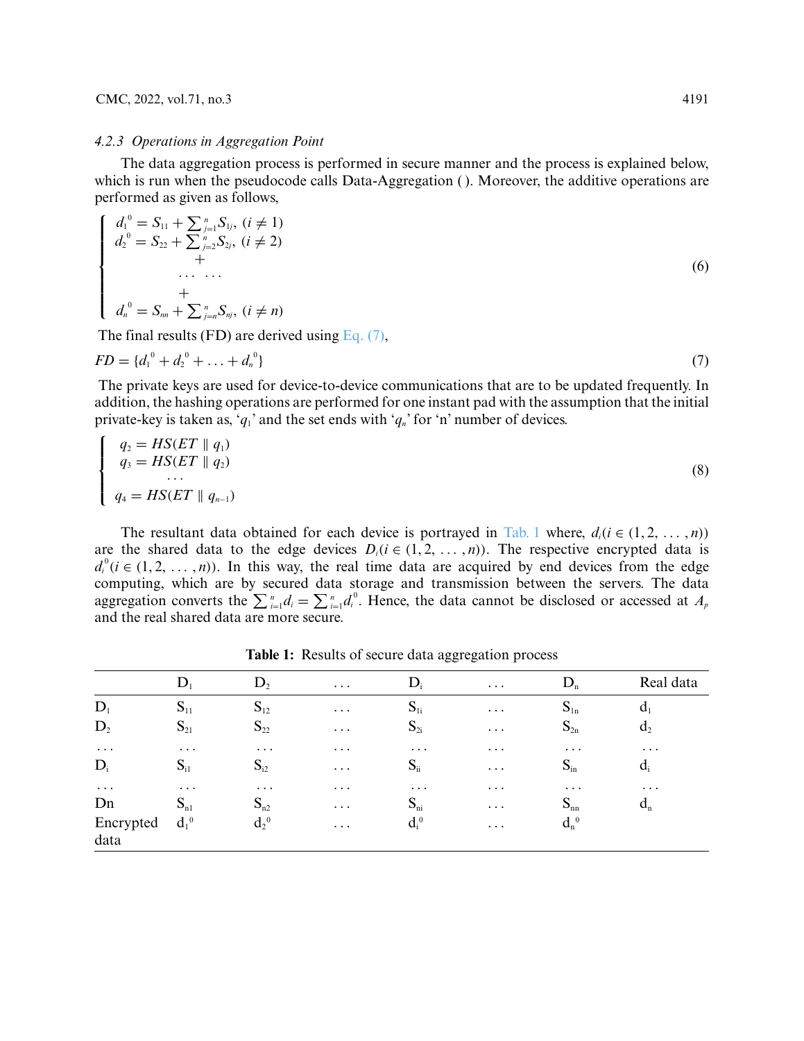#### 4.2.3 Operations in Aggregation Point

The data aggregation process is performed in secure manner and the process is explained below, which is run when the pseudocode calls Data-Aggregation ( ). Moreover, the additive operations are performed as given as follows,

$$
\left\{
\begin{array}{l}
d_1{}^0 = S_{11} + \sum_{j=1}^{n} S_{1j},\ (i \neq 1) \\
d_2{}^0 = S_{22} + \sum_{j=2}^{n} S_{2j},\ (i \neq 2) \\
\qquad\qquad + \\
\qquad \cdots\ \cdots \\
\qquad\quad + \\
d_n{}^0 = S_{nn} + \sum_{j=n}^{n} S_{nj},\ (i \neq n)
\end{array}
\right.
\tag{6}
$$

The final results (FD) are derived using Eq. (7),

$$
FD = \{d_1{}^0 + d_2{}^0 + \ldots + d_n{}^0\}
\tag{7}
$$

The private keys are used for device-to-device communications that are to be updated frequently. In addition, the hashing operations are performed for one instant pad with the assumption that the initial private-key is taken as, '$q_1$' and the set ends with '$q_n$' for 'n' number of devices.

$$
\left\{
\begin{array}{l}
q_2 = HS(ET \parallel q_1) \\
q_3 = HS(ET \parallel q_2) \\
\qquad \cdots \\
q_4 = HS(ET \parallel q_{n-1})
\end{array}
\right.
\tag{8}
$$

The resultant data obtained for each device is portrayed in Tab. 1 where, $d_i (i \in (1, 2, \ldots, n))$ are the shared data to the edge devices $D_i (i \in (1, 2, \ldots, n))$. The respective encrypted data is $d_i{}^0 (i \in (1, 2, \ldots, n))$. In this way, the real time data are acquired by end devices from the edge computing, which are by secured data storage and transmission between the servers. The data aggregation converts the $\sum_{i=1}^{n} d_i = \sum_{i=1}^{n} d_i^0$. Hence, the data cannot be disclosed or accessed at $A_p$ and the real shared data are more secure.

**Table 1:** Results of secure data aggregation process

| | $D_1$ | $D_2$ | … | $D_i$ | … | $D_n$ | Real data |
|---|---|---|---|---|---|---|---|
| $D_1$ | $S_{11}$ | $S_{12}$ | … | $S_{1i}$ | … | $S_{1n}$ | $d_1$ |
| $D_2$ | $S_{21}$ | $S_{22}$ | … | $S_{2i}$ | … | $S_{2n}$ | $d_2$ |
| … | … | … | … | … | … | … | … |
| $D_i$ | $S_{i1}$ | $S_{i2}$ | … | $S_{ii}$ | … | $S_{in}$ | $d_i$ |
| … | … | … | … | … | … | … | … |
| Dn | $S_{n1}$ | $S_{n2}$ | … | $S_{ni}$ | … | $S_{nn}$ | $d_n$ |
| Encrypted data | $d_1{}^0$ | $d_2{}^0$ | … | $d_i{}^0$ | … | $d_n{}^0$ | |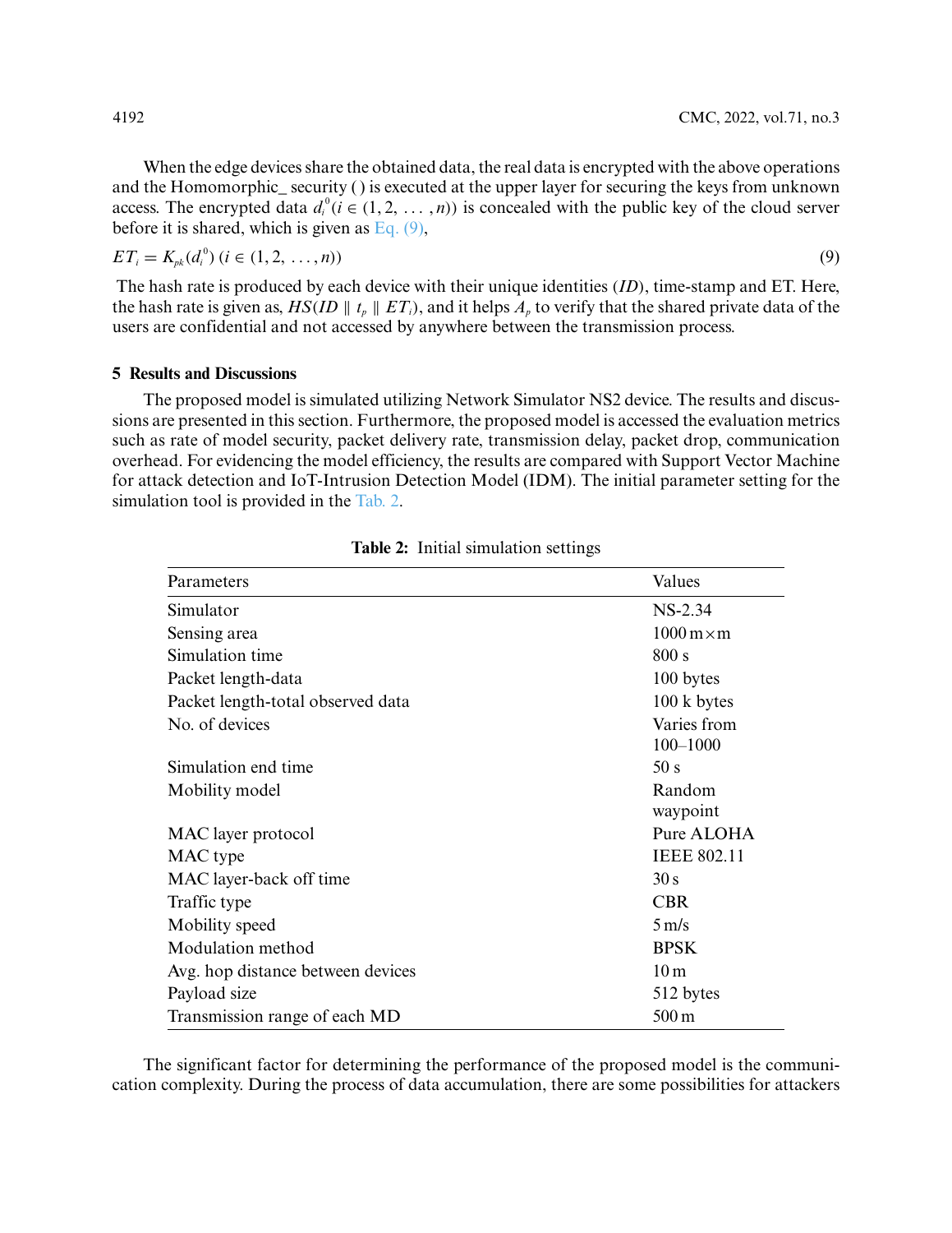When the edge devices share the obtained data, the real data is encrypted with the above operations and the Homomorphic_ security ( ) is executed at the upper layer for securing the keys from unknown access. The encrypted data $d_i^0 (i \in (1, 2, \ldots, n))$ is concealed with the public key of the cloud server before it is shared, which is given as Eq. (9),

$$ET_i = K_{pk}(d_i^0)\ (i \in (1, 2, \ldots, n)) \tag{9}$$

The hash rate is produced by each device with their unique identities ($ID$), time-stamp and ET. Here, the hash rate is given as, $HS(ID \parallel t_p \parallel ET_i)$, and it helps $A_p$ to verify that the shared private data of the users are confidential and not accessed by anywhere between the transmission process.

## 5 Results and Discussions

The proposed model is simulated utilizing Network Simulator NS2 device. The results and discussions are presented in this section. Furthermore, the proposed model is accessed the evaluation metrics such as rate of model security, packet delivery rate, transmission delay, packet drop, communication overhead. For evidencing the model efficiency, the results are compared with Support Vector Machine for attack detection and IoT-Intrusion Detection Model (IDM). The initial parameter setting for the simulation tool is provided in the Tab. 2.

**Table 2:** Initial simulation settings

| Parameters | Values |
|---|---|
| Simulator | NS-2.34 |
| Sensing area | 1000 m×m |
| Simulation time | 800 s |
| Packet length-data | 100 bytes |
| Packet length-total observed data | 100 k bytes |
| No. of devices | Varies from 100–1000 |
| Simulation end time | 50 s |
| Mobility model | Random waypoint |
| MAC layer protocol | Pure ALOHA |
| MAC type | IEEE 802.11 |
| MAC layer-back off time | 30 s |
| Traffic type | CBR |
| Mobility speed | 5 m/s |
| Modulation method | BPSK |
| Avg. hop distance between devices | 10 m |
| Payload size | 512 bytes |
| Transmission range of each MD | 500 m |

The significant factor for determining the performance of the proposed model is the communication complexity. During the process of data accumulation, there are some possibilities for attackers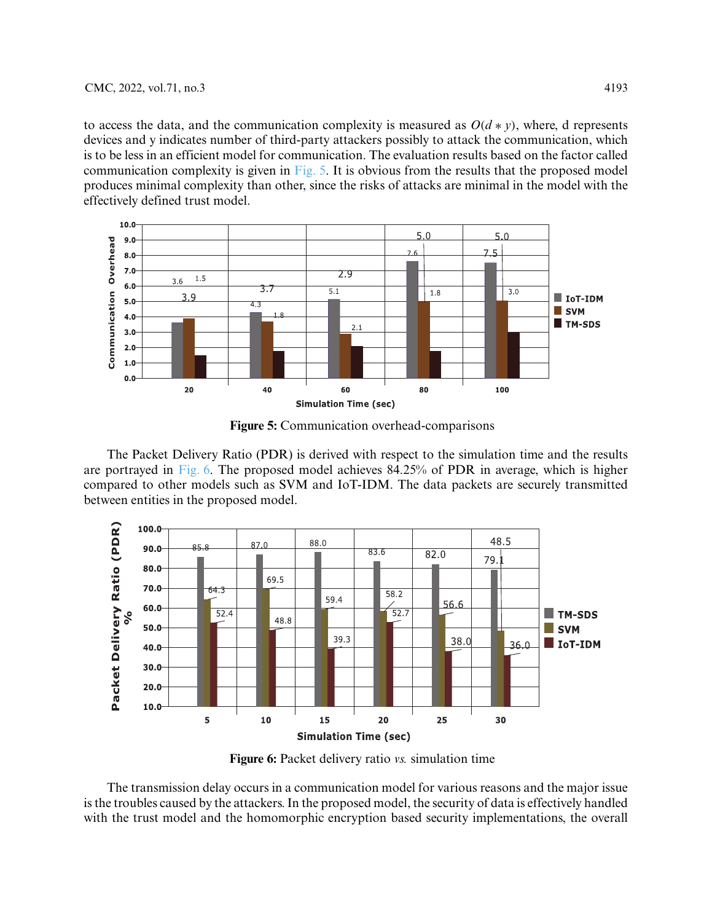to access the data, and the communication complexity is measured as $O(d * y)$, where, d represents devices and y indicates number of third-party attackers possibly to attack the communication, which is to be less in an efficient model for communication. The evaluation results based on the factor called communication complexity is given in Fig. 5. It is obvious from the results that the proposed model produces minimal complexity than other, since the risks of attacks are minimal in the model with the effectively defined trust model.

**Figure 5:** Communication overhead-comparisons

The Packet Delivery Ratio (PDR) is derived with respect to the simulation time and the results are portrayed in Fig. 6. The proposed model achieves 84.25% of PDR in average, which is higher compared to other models such as SVM and IoT-IDM. The data packets are securely transmitted between entities in the proposed model.

**Figure 6:** Packet delivery ratio *vs.* simulation time

The transmission delay occurs in a communication model for various reasons and the major issue is the troubles caused by the attackers. In the proposed model, the security of data is effectively handled with the trust model and the homomorphic encryption based security implementations, the overall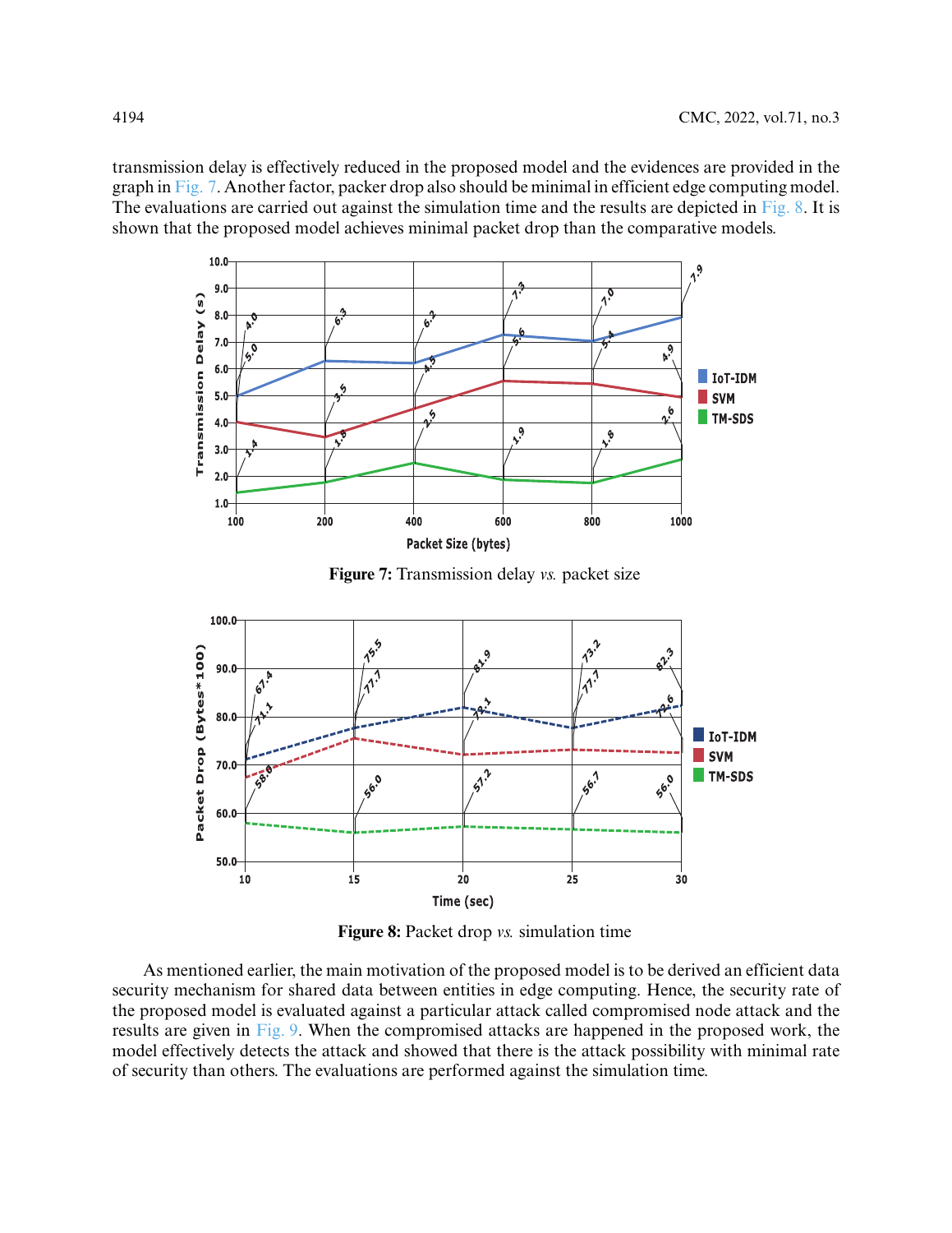transmission delay is effectively reduced in the proposed model and the evidences are provided in the graph in Fig. 7. Another factor, packer drop also should be minimal in efficient edge computing model. The evaluations are carried out against the simulation time and the results are depicted in Fig. 8. It is shown that the proposed model achieves minimal packet drop than the comparative models.

**Figure 7:** Transmission delay *vs.* packet size

**Figure 8:** Packet drop *vs.* simulation time

As mentioned earlier, the main motivation of the proposed model is to be derived an efficient data security mechanism for shared data between entities in edge computing. Hence, the security rate of the proposed model is evaluated against a particular attack called compromised node attack and the results are given in Fig. 9. When the compromised attacks are happened in the proposed work, the model effectively detects the attack and showed that there is the attack possibility with minimal rate of security than others. The evaluations are performed against the simulation time.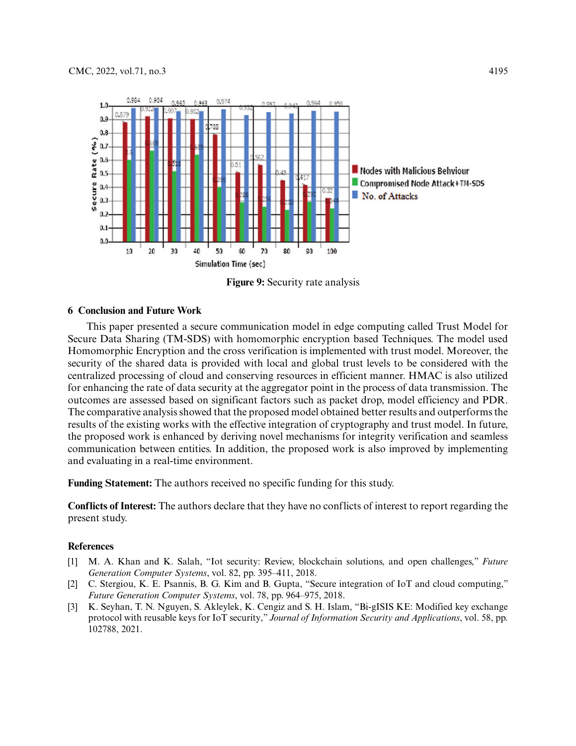Figure 9: Security rate analysis

## 6 Conclusion and Future Work

This paper presented a secure communication model in edge computing called Trust Model for Secure Data Sharing (TM-SDS) with homomorphic encryption based Techniques. The model used Homomorphic Encryption and the cross verification is implemented with trust model. Moreover, the security of the shared data is provided with local and global trust levels to be considered with the centralized processing of cloud and conserving resources in efficient manner. HMAC is also utilized for enhancing the rate of data security at the aggregator point in the process of data transmission. The outcomes are assessed based on significant factors such as packet drop, model efficiency and PDR. The comparative analysis showed that the proposed model obtained better results and outperforms the results of the existing works with the effective integration of cryptography and trust model. In future, the proposed work is enhanced by deriving novel mechanisms for integrity verification and seamless communication between entities. In addition, the proposed work is also improved by implementing and evaluating in a real-time environment.

**Funding Statement:** The authors received no specific funding for this study.

**Conflicts of Interest:** The authors declare that they have no conflicts of interest to report regarding the present study.

## References

[1] M. A. Khan and K. Salah, "Iot security: Review, blockchain solutions, and open challenges," *Future Generation Computer Systems*, vol. 82, pp. 395–411, 2018.

[2] C. Stergiou, K. E. Psannis, B. G. Kim and B. Gupta, "Secure integration of IoT and cloud computing," *Future Generation Computer Systems*, vol. 78, pp. 964–975, 2018.

[3] K. Seyhan, T. N. Nguyen, S. Akleylek, K. Cengiz and S. H. Islam, "Bi-gISIS KE: Modified key exchange protocol with reusable keys for IoT security," *Journal of Information Security and Applications*, vol. 58, pp. 102788, 2021.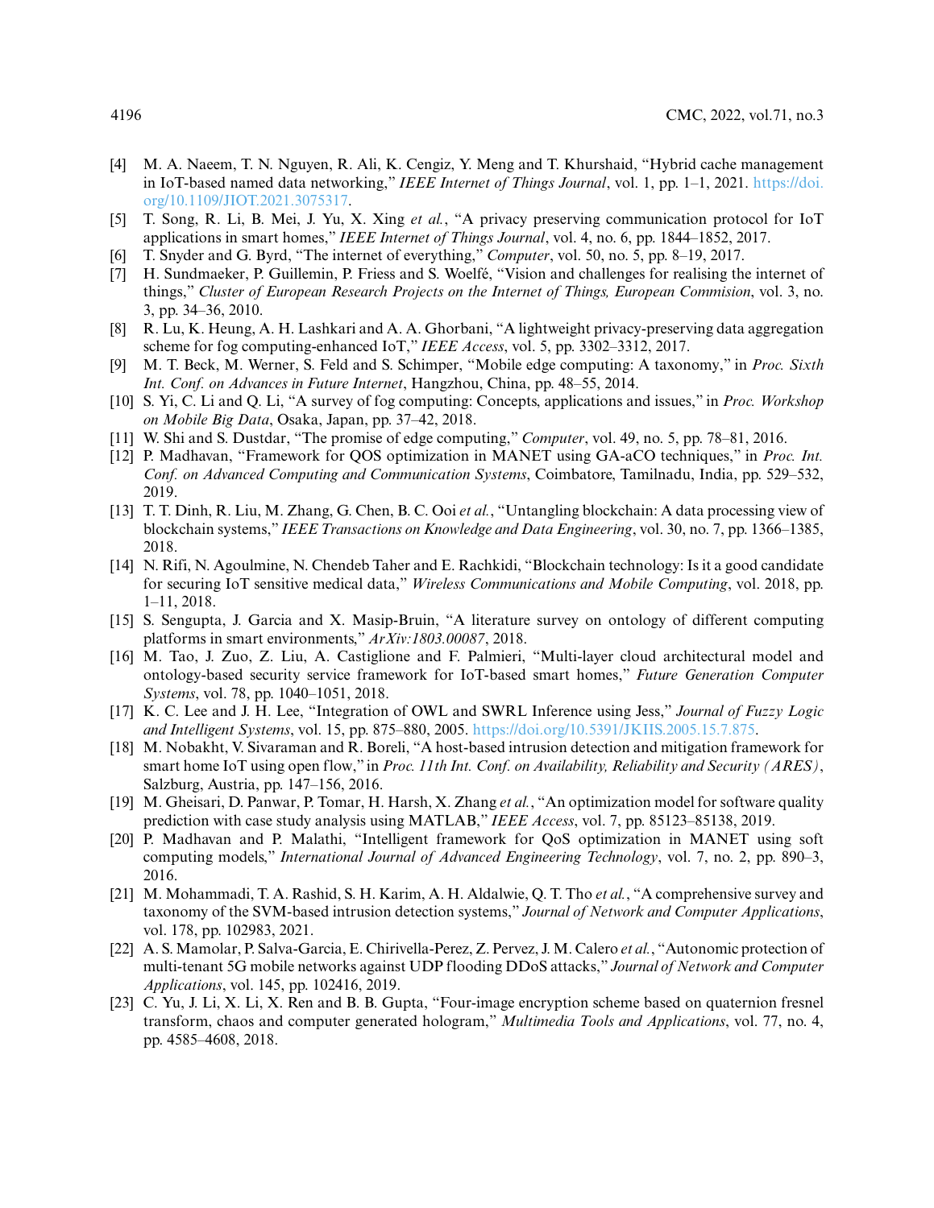[4] M. A. Naeem, T. N. Nguyen, R. Ali, K. Cengiz, Y. Meng and T. Khurshaid, "Hybrid cache management in IoT-based named data networking," *IEEE Internet of Things Journal*, vol. 1, pp. 1–1, 2021. https://doi.org/10.1109/JIOT.2021.3075317.

[5] T. Song, R. Li, B. Mei, J. Yu, X. Xing *et al.*, "A privacy preserving communication protocol for IoT applications in smart homes," *IEEE Internet of Things Journal*, vol. 4, no. 6, pp. 1844–1852, 2017.

[6] T. Snyder and G. Byrd, "The internet of everything," *Computer*, vol. 50, no. 5, pp. 8–19, 2017.

[7] H. Sundmaeker, P. Guillemin, P. Friess and S. Woelfé, "Vision and challenges for realising the internet of things," *Cluster of European Research Projects on the Internet of Things, European Commision*, vol. 3, no. 3, pp. 34–36, 2010.

[8] R. Lu, K. Heung, A. H. Lashkari and A. A. Ghorbani, "A lightweight privacy-preserving data aggregation scheme for fog computing-enhanced IoT," *IEEE Access*, vol. 5, pp. 3302–3312, 2017.

[9] M. T. Beck, M. Werner, S. Feld and S. Schimper, "Mobile edge computing: A taxonomy," in *Proc. Sixth Int. Conf. on Advances in Future Internet*, Hangzhou, China, pp. 48–55, 2014.

[10] S. Yi, C. Li and Q. Li, "A survey of fog computing: Concepts, applications and issues," in *Proc. Workshop on Mobile Big Data*, Osaka, Japan, pp. 37–42, 2018.

[11] W. Shi and S. Dustdar, "The promise of edge computing," *Computer*, vol. 49, no. 5, pp. 78–81, 2016.

[12] P. Madhavan, "Framework for QOS optimization in MANET using GA-aCO techniques," in *Proc. Int. Conf. on Advanced Computing and Communication Systems*, Coimbatore, Tamilnadu, India, pp. 529–532, 2019.

[13] T. T. Dinh, R. Liu, M. Zhang, G. Chen, B. C. Ooi *et al.*, "Untangling blockchain: A data processing view of blockchain systems," *IEEE Transactions on Knowledge and Data Engineering*, vol. 30, no. 7, pp. 1366–1385, 2018.

[14] N. Rifi, N. Agoulmine, N. Chendeb Taher and E. Rachkidi, "Blockchain technology: Is it a good candidate for securing IoT sensitive medical data," *Wireless Communications and Mobile Computing*, vol. 2018, pp. 1–11, 2018.

[15] S. Sengupta, J. Garcia and X. Masip-Bruin, "A literature survey on ontology of different computing platforms in smart environments," *ArXiv:1803.00087*, 2018.

[16] M. Tao, J. Zuo, Z. Liu, A. Castiglione and F. Palmieri, "Multi-layer cloud architectural model and ontology-based security service framework for IoT-based smart homes," *Future Generation Computer Systems*, vol. 78, pp. 1040–1051, 2018.

[17] K. C. Lee and J. H. Lee, "Integration of OWL and SWRL Inference using Jess," *Journal of Fuzzy Logic and Intelligent Systems*, vol. 15, pp. 875–880, 2005. https://doi.org/10.5391/JKIIS.2005.15.7.875.

[18] M. Nobakht, V. Sivaraman and R. Boreli, "A host-based intrusion detection and mitigation framework for smart home IoT using open flow," in *Proc. 11th Int. Conf. on Availability, Reliability and Security (ARES)*, Salzburg, Austria, pp. 147–156, 2016.

[19] M. Gheisari, D. Panwar, P. Tomar, H. Harsh, X. Zhang *et al.*, "An optimization model for software quality prediction with case study analysis using MATLAB," *IEEE Access*, vol. 7, pp. 85123–85138, 2019.

[20] P. Madhavan and P. Malathi, "Intelligent framework for QoS optimization in MANET using soft computing models," *International Journal of Advanced Engineering Technology*, vol. 7, no. 2, pp. 890–3, 2016.

[21] M. Mohammadi, T. A. Rashid, S. H. Karim, A. H. Aldalwie, Q. T. Tho *et al.*, "A comprehensive survey and taxonomy of the SVM-based intrusion detection systems," *Journal of Network and Computer Applications*, vol. 178, pp. 102983, 2021.

[22] A. S. Mamolar, P. Salva-Garcia, E. Chirivella-Perez, Z. Pervez, J. M. Calero *et al.*, "Autonomic protection of multi-tenant 5G mobile networks against UDP flooding DDoS attacks," *Journal of Network and Computer Applications*, vol. 145, pp. 102416, 2019.

[23] C. Yu, J. Li, X. Li, X. Ren and B. B. Gupta, "Four-image encryption scheme based on quaternion fresnel transform, chaos and computer generated hologram," *Multimedia Tools and Applications*, vol. 77, no. 4, pp. 4585–4608, 2018.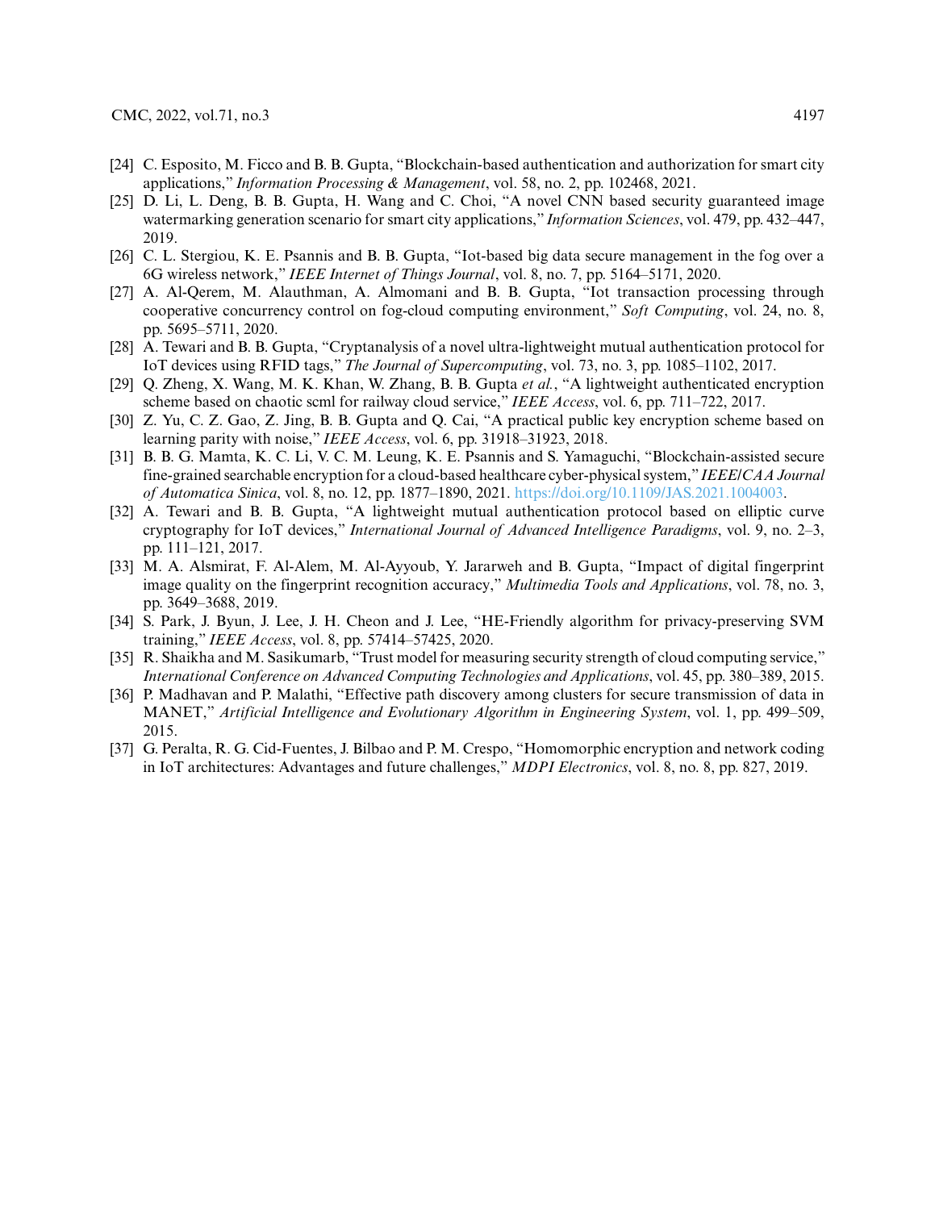[24] C. Esposito, M. Ficco and B. B. Gupta, "Blockchain-based authentication and authorization for smart city applications," *Information Processing & Management*, vol. 58, no. 2, pp. 102468, 2021.

[25] D. Li, L. Deng, B. B. Gupta, H. Wang and C. Choi, "A novel CNN based security guaranteed image watermarking generation scenario for smart city applications," *Information Sciences*, vol. 479, pp. 432–447, 2019.

[26] C. L. Stergiou, K. E. Psannis and B. B. Gupta, "Iot-based big data secure management in the fog over a 6G wireless network," *IEEE Internet of Things Journal*, vol. 8, no. 7, pp. 5164–5171, 2020.

[27] A. Al-Qerem, M. Alauthman, A. Almomani and B. B. Gupta, "Iot transaction processing through cooperative concurrency control on fog-cloud computing environment," *Soft Computing*, vol. 24, no. 8, pp. 5695–5711, 2020.

[28] A. Tewari and B. B. Gupta, "Cryptanalysis of a novel ultra-lightweight mutual authentication protocol for IoT devices using RFID tags," *The Journal of Supercomputing*, vol. 73, no. 3, pp. 1085–1102, 2017.

[29] Q. Zheng, X. Wang, M. K. Khan, W. Zhang, B. B. Gupta *et al.*, "A lightweight authenticated encryption scheme based on chaotic scml for railway cloud service," *IEEE Access*, vol. 6, pp. 711–722, 2017.

[30] Z. Yu, C. Z. Gao, Z. Jing, B. B. Gupta and Q. Cai, "A practical public key encryption scheme based on learning parity with noise," *IEEE Access*, vol. 6, pp. 31918–31923, 2018.

[31] B. B. G. Mamta, K. C. Li, V. C. M. Leung, K. E. Psannis and S. Yamaguchi, "Blockchain-assisted secure fine-grained searchable encryption for a cloud-based healthcare cyber-physical system," *IEEE/CAA Journal of Automatica Sinica*, vol. 8, no. 12, pp. 1877–1890, 2021. https://doi.org/10.1109/JAS.2021.1004003.

[32] A. Tewari and B. B. Gupta, "A lightweight mutual authentication protocol based on elliptic curve cryptography for IoT devices," *International Journal of Advanced Intelligence Paradigms*, vol. 9, no. 2–3, pp. 111–121, 2017.

[33] M. A. Alsmirat, F. Al-Alem, M. Al-Ayyoub, Y. Jararweh and B. Gupta, "Impact of digital fingerprint image quality on the fingerprint recognition accuracy," *Multimedia Tools and Applications*, vol. 78, no. 3, pp. 3649–3688, 2019.

[34] S. Park, J. Byun, J. Lee, J. H. Cheon and J. Lee, "HE-Friendly algorithm for privacy-preserving SVM training," *IEEE Access*, vol. 8, pp. 57414–57425, 2020.

[35] R. Shaikha and M. Sasikumarb, "Trust model for measuring security strength of cloud computing service," *International Conference on Advanced Computing Technologies and Applications*, vol. 45, pp. 380–389, 2015.

[36] P. Madhavan and P. Malathi, "Effective path discovery among clusters for secure transmission of data in MANET," *Artificial Intelligence and Evolutionary Algorithm in Engineering System*, vol. 1, pp. 499–509, 2015.

[37] G. Peralta, R. G. Cid-Fuentes, J. Bilbao and P. M. Crespo, "Homomorphic encryption and network coding in IoT architectures: Advantages and future challenges," *MDPI Electronics*, vol. 8, no. 8, pp. 827, 2019.